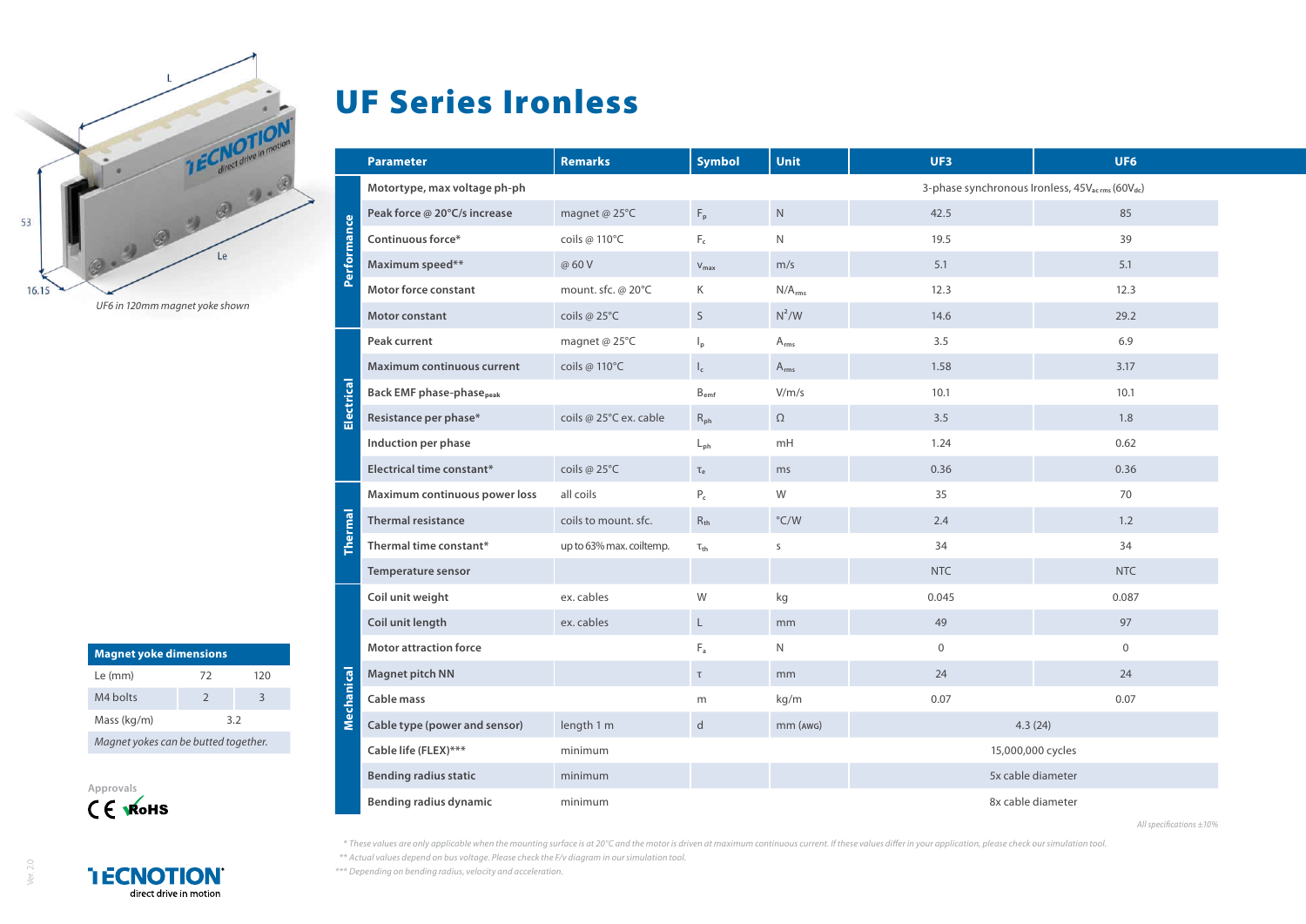# UF Series Ironless

L

53

Le

16.15

*UF6 in 120mm magnet yoke shown*

| | Parameter | Remarks | Symbol | Unit | UF3 | UF6 |
|---|---|---|---|---|---|---|
| Performance | Motortype, max voltage ph-ph | | | | 3-phase synchronous Ironless, 45$V_{ac\,rms}$ (60$V_{dc}$) | |
| | Peak force @ 20°C/s increase | magnet @ 25°C | $F_p$ | N | 42.5 | 85 |
| | Continuous force* | coils @ 110°C | $F_c$ | N | 19.5 | 39 |
| | Maximum speed** | @ 60 V | $v_{max}$ | m/s | 5.1 | 5.1 |
| | Motor force constant | mount. sfc. @ 20°C | K | N/$A_{rms}$ | 12.3 | 12.3 |
| | Motor constant | coils @ 25°C | S | $N^2$/W | 14.6 | 29.2 |
| Electrical | Peak current | magnet @ 25°C | $I_p$ | $A_{rms}$ | 3.5 | 6.9 |
| | Maximum continuous current | coils @ 110°C | $I_c$ | $A_{rms}$ | 1.58 | 3.17 |
| | Back EMF phase-phase$_{peak}$ | | $B_{emf}$ | V/m/s | 10.1 | 10.1 |
| | Resistance per phase* | coils @ 25°C ex. cable | $R_{ph}$ | Ω | 3.5 | 1.8 |
| | Induction per phase | | $L_{ph}$ | mH | 1.24 | 0.62 |
| | Electrical time constant* | coils @ 25°C | $\tau_e$ | ms | 0.36 | 0.36 |
| Thermal | Maximum continuous power loss | all coils | $P_c$ | W | 35 | 70 |
| | Thermal resistance | coils to mount. sfc. | $R_{th}$ | °C/W | 2.4 | 1.2 |
| | Thermal time constant* | up to 63% max. coiltemp. | $\tau_{th}$ | s | 34 | 34 |
| | Temperature sensor | | | | NTC | NTC |
| Mechanical | Coil unit weight | ex. cables | W | kg | 0.045 | 0.087 |
| | Coil unit length | ex. cables | L | mm | 49 | 97 |
| | Motor attraction force | | $F_a$ | N | 0 | 0 |
| | Magnet pitch NN | | τ | mm | 24 | 24 |
| | Cable mass | | m | kg/m | 0.07 | 0.07 |
| | Cable type (power and sensor) | length 1 m | d | mm (AWG) | 4.3 (24) | |
| | Cable life (FLEX)*** | minimum | | | 15,000,000 cycles | |
| | Bending radius static | minimum | | | 5x cable diameter | |
| | Bending radius dynamic | minimum | | | 8x cable diameter | |

*All specifications ±10%*

| Magnet yoke dimensions | | |
|---|---|---|
| Le (mm) | 72 | 120 |
| M4 bolts | 2 | 3 |
| Mass (kg/m) | 3.2 | |
| *Magnet yokes can be butted together.* | | |

Approvals

CE RoHS

*\* These values are only applicable when the mounting surface is at 20°C and the motor is driven at maximum continuous current. If these values differ in your application, please check our simulation tool.*

*\*\* Actual values depend on bus voltage. Please check the F/v diagram in our simulation tool.*

*\*\*\* Depending on bending radius, velocity and acceleration.*

TECNOTION direct drive in motion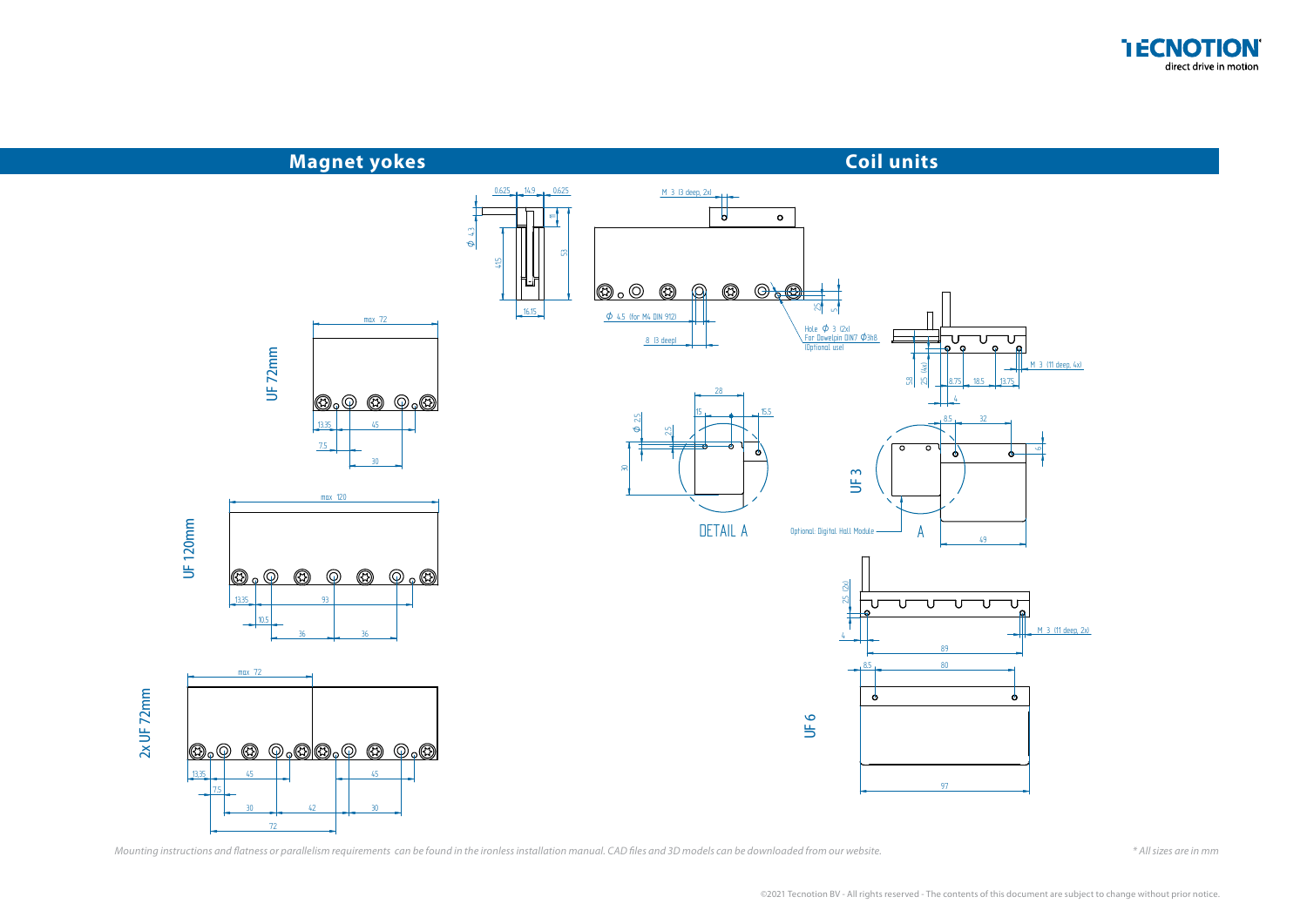# TECNOTION
direct drive in motion

## Magnet yokes

UF 72mm

max 72

13.35
45
7.5
30

UF 120mm

max 120

13.35
93
10.5
36
36

2x UF 72mm

max 72

13.35
45
7.5
30
42
45
30
72

0.625
14.9
0.625
$\phi$ 4.3
41.5
8
53
16.15

## Coil units

M 3 (3 deep, 2x)
25
5
$\phi$ 4.5 (for M4 DIN 912)
8 (3 deep)
Hole $\phi$ 3 (2x)
For Dowelpin DIN7 $\phi$3h8
(Optional use)

28
15
15.5
$\phi$ 2.5
2.5
30
DETAIL A

5.8
2.5 (4x)
8.75
18.5
13.75
M 3 (11 deep, 4x)
4
8.5
32
6

UF 3

Optional: Digital Hall Module
A
49

2.5 (2x)
M 3 (11 deep, 2x)
4
89
8.5
80

UF 6

97

*Mounting instructions and flatness or parallelism requirements can be found in the ironless installation manual. CAD files and 3D models can be downloaded from our website.*

** All sizes are in mm*

©2021 Tecnotion BV - All rights reserved - The contents of this document are subject to change without prior notice.